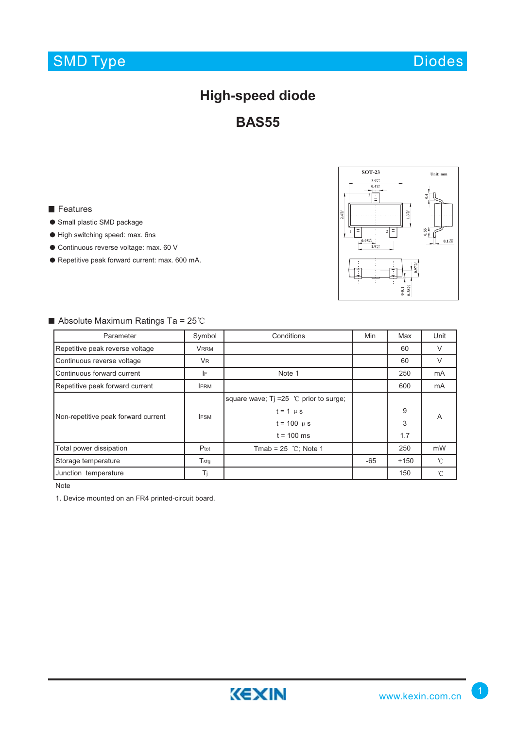# High-speed diode

# BAS55

## Features

- Small plastic SMD package
- High switching speed: max. 6ns
- Continuous reverse voltage: max. 60 V
- Repetitive peak forward current: max. 600 mA.

## Absolute Maximum Ratings Ta = 25℃

| Parameter | Symbol | Conditions | Min | Max | Unit |
|---|---|---|---|---|---|
| Repetitive peak reverse voltage | $V_{RRM}$ | | | 60 | V |
| Continuous reverse voltage | $V_R$ | | | 60 | V |
| Continuous forward current | $I_F$ | Note 1 | | 250 | mA |
| Repetitive peak forward current | $I_{FRM}$ | | | 600 | mA |
| Non-repetitive peak forward current | $I_{FSM}$ | square wave; Tj =25 ℃ prior to surge; t = 1 μs<br>t = 100 μs<br>t = 100 ms | | <br>9<br>3<br>1.7 | A |
| Total power dissipation | $P_{tot}$ | Tmab = 25 ℃; Note 1 | | 250 | mW |
| Storage temperature | $T_{stg}$ | | -65 | +150 | ℃ |
| Junction temperature | $T_j$ | | | 150 | ℃ |

Note

1. Device mounted on an FR4 printed-circuit board.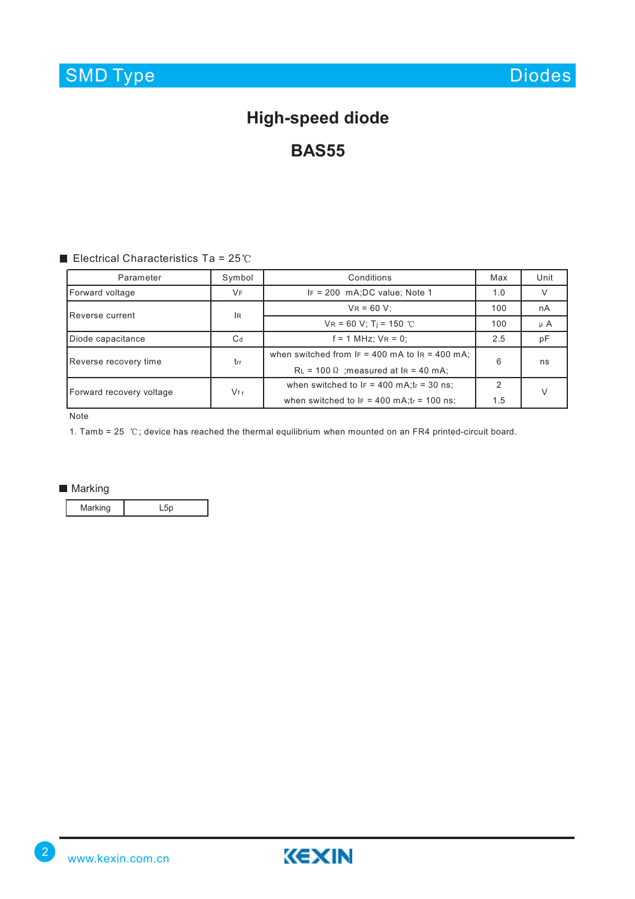# High-speed diode

# BAS55

## Electrical Characteristics Ta = 25℃

| Parameter | Symbol | Conditions | Max | Unit |
|---|---|---|---|---|
| Forward voltage | $V_F$ | $I_F$ = 200 mA;DC value; Note 1 | 1.0 | V |
| Reverse current | $I_R$ | $V_R$ = 60 V; | 100 | nA |
| | | $V_R$ = 60 V; $T_j$ = 150 ℃ | 100 | μA |
| Diode capacitance | $C_d$ | f = 1 MHz; $V_R$ = 0; | 2.5 | pF |
| Reverse recovery time | $t_{rr}$ | when switched from $I_F$ = 400 mA to $I_R$ = 400 mA; $R_L$ = 100 Ω ;measured at $I_R$ = 40 mA; | 6 | ns |
| Forward recovery voltage | $V_{fr}$ | when switched to $I_F$ = 400 mA;$t_r$ = 30 ns; | 2 | V |
| | | when switched to $I_F$ = 400 mA;$t_r$ = 100 ns; | 1.5 | V |

Note

1. Tamb = 25 ℃; device has reached the thermal equilibrium when mounted on an FR4 printed-circuit board.

## Marking

| | |
|---|---|
| Marking | L5p |